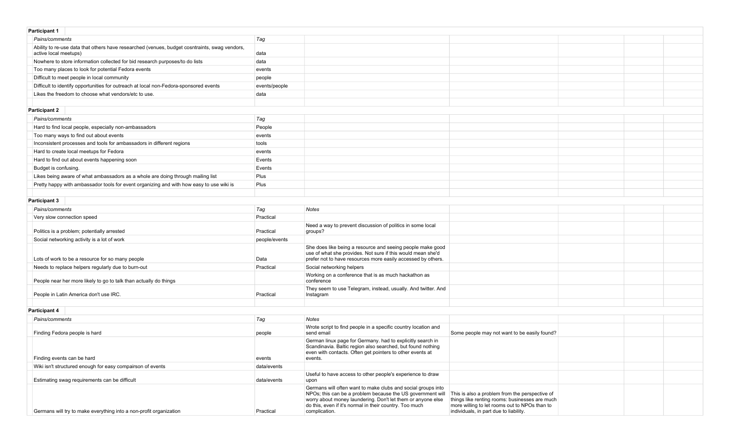## Participant 1

| Pains/comments | Tag | | |
|---|---|---|---|
| Ability to re-use data that others have researched (venues, budget cosntraints, swag vendors, active local meetups) | data | | |
| Nowhere to store information collected for bid research purposes/to do lists | data | | |
| Too many places to look for potential Fedora events | events | | |
| Difficult to meet people in local community | people | | |
| Difficult to identify opportunities for outreach at local non-Fedora-sponsored events | events/people | | |
| Likes the freedom to choose what vendors/etc to use. | data | | |

## Participant 2

| Pains/comments | Tag | | |
|---|---|---|---|
| Hard to find local people, especially non-ambassadors | People | | |
| Too many ways to find out about events | events | | |
| Inconsistent processes and tools for ambassadors in different regions | tools | | |
| Hard to create local meetups for Fedora | events | | |
| Hard to find out about events happening soon | Events | | |
| Budget is confusing. | Events | | |
| Likes being aware of what ambassadors as a whole are doing through mailing list | Plus | | |
| Pretty happy with ambassador tools for event organizing and with how easy to use wiki is | Plus | | |

## Participant 3

| Pains/comments | Tag | Notes | |
|---|---|---|---|
| Very slow connection speed | Practical | | |
| Politics is a problem; potentially arrested | Practical | Need a way to prevent discussion of politics in some local groups? | |
| Social networking activity is a lot of work | people/events | | |
| Lots of work to be a resource for so many people | Data | She does like being a resource and seeing people make good use of what she provides. Not sure if this would mean she'd prefer not to have resources more easily accessed by others. | |
| Needs to replace helpers regularly due to burn-out | Practical | Social networking helpers | |
| People near her more likely to go to talk than actually do things | | Working on a conference that is as much hackathon as conference | |
| People in Latin America don't use IRC. | Practical | They seem to use Telegram, instead, usually. And twitter. And Instagram | |

## Participant 4

| Pains/comments | Tag | Notes | |
|---|---|---|---|
| Finding Fedora people is hard | people | Wrote script to find people in a specific country location and send email | Some people may not want to be easily found? |
| Finding events can be hard | events | German linux page for Germany. had to explicitly search in Scandinavia. Baltic region also searched, but found nothing even with contacts. Often get pointers to other events at events. | |
| Wiki isn't structured enough for easy compairson of events | data/events | | |
| Estimating swag requirements can be difficult | data/events | Useful to have access to other people's experience to draw upon | |
| Germans will try to make everything into a non-profit organization | Practical | Germans will often want to make clubs and social groups into NPOs; this can be a problem because the US government will worry about money laundering. Don't let them or anyone else do this, even if it's normal in their country. Too much complication. | This is also a problem from the perspective of things like renting rooms: businesses are much more willing to let rooms out to NPOs than to individuals, in part due to liability. |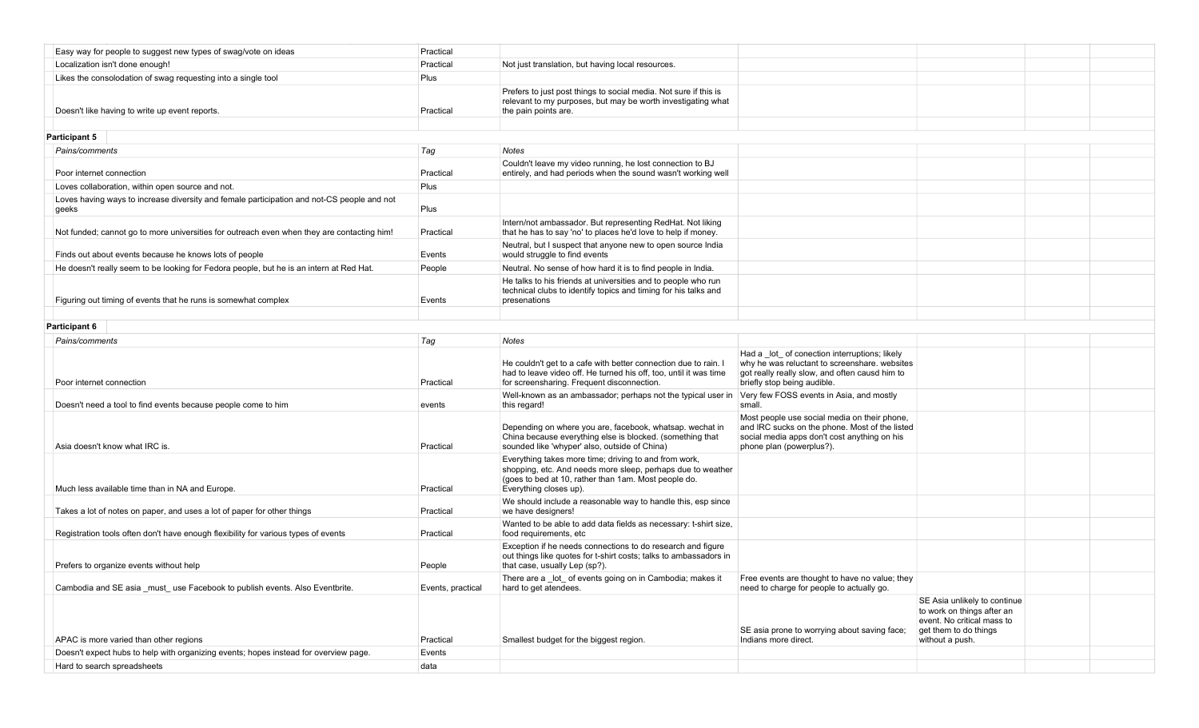| | | | | | | |
|---|---|---|---|---|---|---|
| Easy way for people to suggest new types of swag/vote on ideas | Practical | | | | | |
| Localization isn't done enough! | Practical | Not just translation, but having local resources. | | | | |
| Likes the consolodation of swag requesting into a single tool | Plus | | | | | |
| Doesn't like having to write up event reports. | Practical | Prefers to just post things to social media. Not sure if this is relevant to my purposes, but may be worth investigating what the pain points are. | | | | |

**Participant 5**

| *Pains/comments* | *Tag* | *Notes* | | | | |
|---|---|---|---|---|---|---|
| Poor internet connection | Practical | Couldn't leave my video running, he lost connection to BJ entirely, and had periods when the sound wasn't working well | | | | |
| Loves collaboration, within open source and not. | Plus | | | | | |
| Loves having ways to increase diversity and female participation and not-CS people and not geeks | Plus | | | | | |
| Not funded; cannot go to more universities for outreach even when they are contacting him! | Practical | Intern/not ambassador. But representing RedHat. Not liking that he has to say 'no' to places he'd love to help if money. | | | | |
| Finds out about events because he knows lots of people | Events | Neutral, but I suspect that anyone new to open source India would struggle to find events | | | | |
| He doesn't really seem to be looking for Fedora people, but he is an intern at Red Hat. | People | Neutral. No sense of how hard it is to find people in India. | | | | |
| Figuring out timing of events that he runs is somewhat complex | Events | He talks to his friends at universities and to people who run technical clubs to identify topics and timing for his talks and presenations | | | | |

**Participant 6**

| *Pains/comments* | *Tag* | *Notes* | | | | |
|---|---|---|---|---|---|---|
| Poor internet connection | Practical | He couldn't get to a cafe with better connection due to rain. I had to leave video off. He turned his off, too, until it was time for screensharing. Frequent disconnection. | Had a _lot_ of conection interruptions; likely why he was reluctant to screenshare. websites got really really slow, and often causd him to briefly stop being audible. | | | |
| Doesn't need a tool to find events because people come to him | events | Well-known as an ambassador; perhaps not the typical user in this regard! | Very few FOSS events in Asia, and mostly small. | | | |
| Asia doesn't know what IRC is. | Practical | Depending on where you are, facebook, whatsap. wechat in China because everything else is blocked. (something that sounded like 'whyper' also, outside of China) | Most people use social media on their phone, and IRC sucks on the phone. Most of the listed social media apps don't cost anything on his phone plan (powerplus?). | | | |
| Much less available time than in NA and Europe. | Practical | Everything takes more time; driving to and from work, shopping, etc. And needs more sleep, perhaps due to weather (goes to bed at 10, rather than 1am. Most people do. Everything closes up). | | | | |
| Takes a lot of notes on paper, and uses a lot of paper for other things | Practical | We should include a reasonable way to handle this, esp since we have designers! | | | | |
| Registration tools often don't have enough flexibility for various types of events | Practical | Wanted to be able to add data fields as necessary: t-shirt size, food requirements, etc | | | | |
| Prefers to organize events without help | People | Exception if he needs connections to do research and figure out things like quotes for t-shirt costs; talks to ambassadors in that case, usually Lep (sp?). | | | | |
| Cambodia and SE asia _must_ use Facebook to publish events. Also Eventbrite. | Events, practical | There are a _lot_ of events going on in Cambodia; makes it hard to get atendees. | Free events are thought to have no value; they need to charge for people to actually go. | | | |
| APAC is more varied than other regions | Practical | Smallest budget for the biggest region. | SE asia prone to worrying about saving face; Indians more direct. | SE Asia unlikely to continue to work on things after an event. No critical mass to get them to do things without a push. | | |
| Doesn't expect hubs to help with organizing events; hopes instead for overview page. | Events | | | | | |
| Hard to search spreadsheets | data | | | | | |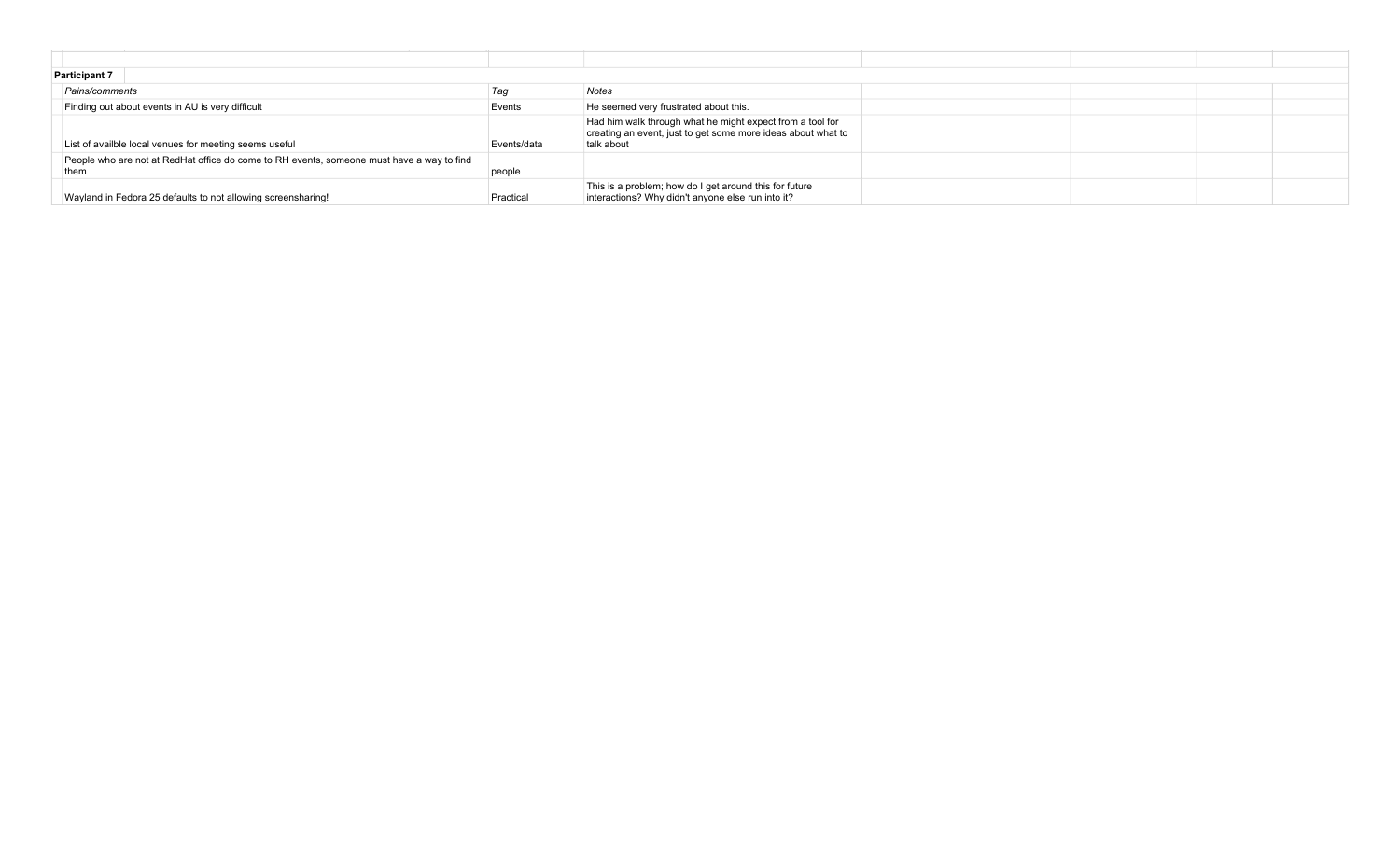**Participant 7**

| *Pains/comments* | *Tag* | *Notes* |
|---|---|---|
| Finding out about events in AU is very difficult | Events | He seemed very frustrated about this. |
| List of availble local venues for meeting seems useful | Events/data | Had him walk through what he might expect from a tool for creating an event, just to get some more ideas about what to talk about |
| People who are not at RedHat office do come to RH events, someone must have a way to find them | people | |
| Wayland in Fedora 25 defaults to not allowing screensharing! | Practical | This is a problem; how do I get around this for future interactions? Why didn't anyone else run into it? |